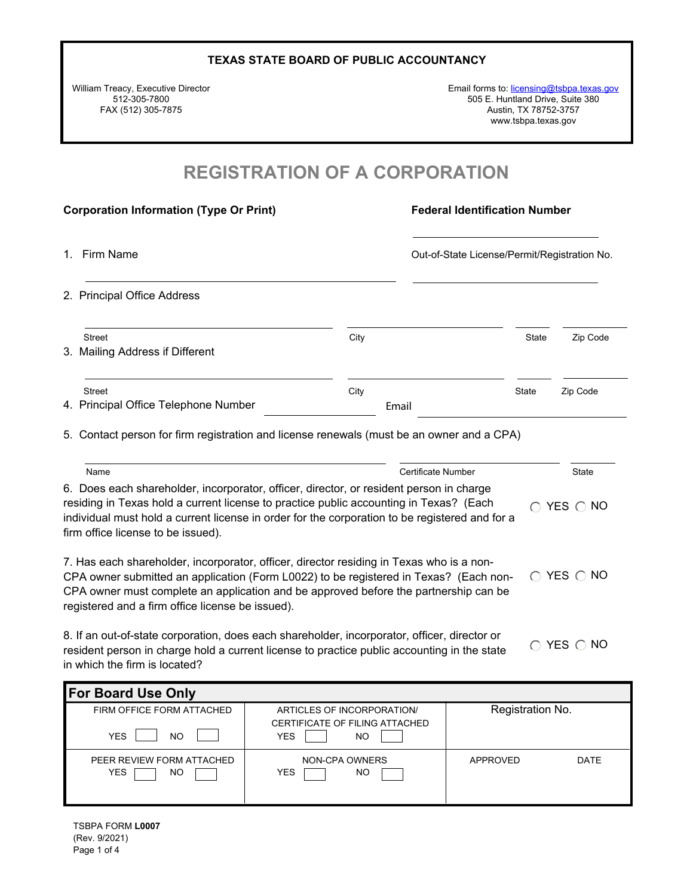**TEXAS STATE BOARD OF PUBLIC ACCOUNTANCY**

William Treacy, Executive Director
512-305-7800
FAX (512) 305-7875

Email forms to: licensing@tsbpa.texas.gov
505 E. Huntland Drive, Suite 380
Austin, TX 78752-3757
www.tsbpa.texas.gov

# REGISTRATION OF A CORPORATION

**Corporation Information (Type Or Print)**

**Federal Identification Number** ____________________

1. Firm Name ____________________

Out-of-State License/Permit/Registration No. ____________________

2. Principal Office Address

Street ____________________ City ____________________ State ______ Zip Code ______

3. Mailing Address if Different

Street ____________________ City ____________________ State ______ Zip Code ______

4. Principal Office Telephone Number ____________________ Email ____________________

5. Contact person for firm registration and license renewals (must be an owner and a CPA)

Name ____________________ Certificate Number ____________________ State ______

6. Does each shareholder, incorporator, officer, director, or resident person in charge residing in Texas hold a current license to practice public accounting in Texas? (Each individual must hold a current license in order for the corporation to be registered and for a firm office license to be issued). ○ YES ○ NO

7. Has each shareholder, incorporator, officer, director residing in Texas who is a non-CPA owner submitted an application (Form L0022) to be registered in Texas? (Each non-CPA owner must complete an application and be approved before the partnership can be registered and a firm office license be issued). ○ YES ○ NO

8. If an out-of-state corporation, does each shareholder, incorporator, officer, director or resident person in charge hold a current license to practice public accounting in the state in which the firm is located? ○ YES ○ NO

| **For Board Use Only** | | | |
|---|---|---|---|
| FIRM OFFICE FORM ATTACHED<br>YES ☐ NO ☐ | ARTICLES OF INCORPORATION/ CERTIFICATE OF FILING ATTACHED<br>YES ☐ NO ☐ | Registration No. | |
| PEER REVIEW FORM ATTACHED<br>YES ☐ NO ☐ | NON-CPA OWNERS<br>YES ☐ NO ☐ | APPROVED | DATE |

TSBPA FORM **L0007**
(Rev. 9/2021)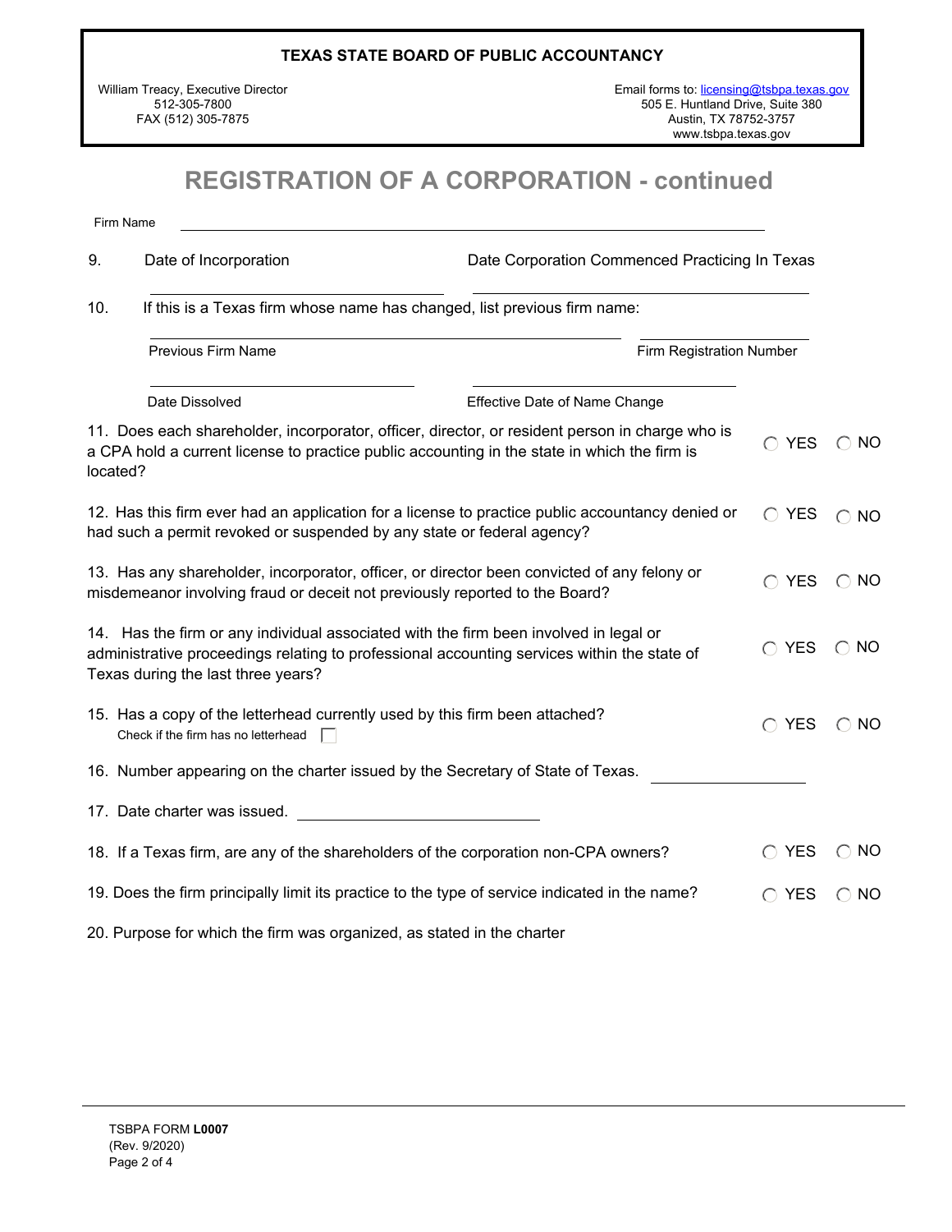**TEXAS STATE BOARD OF PUBLIC ACCOUNTANCY**

William Treacy, Executive Director
512-305-7800
FAX (512) 305-7875

Email forms to: licensing@tsbpa.texas.gov
505 E. Huntland Drive, Suite 380
Austin, TX 78752-3757
www.tsbpa.texas.gov

# REGISTRATION OF A CORPORATION - continued

Firm Name ______________________________

9. Date of Incorporation ______________________________ Date Corporation Commenced Practicing In Texas ______________________________

10. If this is a Texas firm whose name has changed, list previous firm name:

______________________________ Previous Firm Name ______________________________ Firm Registration Number

______________________________ Date Dissolved ______________________________ Effective Date of Name Change

11. Does each shareholder, incorporator, officer, director, or resident person in charge who is a CPA hold a current license to practice public accounting in the state in which the firm is located? ◯ YES ◯ NO

12. Has this firm ever had an application for a license to practice public accountancy denied or had such a permit revoked or suspended by any state or federal agency? ◯ YES ◯ NO

13. Has any shareholder, incorporator, officer, or director been convicted of any felony or misdemeanor involving fraud or deceit not previously reported to the Board? ◯ YES ◯ NO

14. Has the firm or any individual associated with the firm been involved in legal or administrative proceedings relating to professional accounting services within the state of Texas during the last three years? ◯ YES ◯ NO

15. Has a copy of the letterhead currently used by this firm been attached? ◯ YES ◯ NO
Check if the firm has no letterhead ☐

16. Number appearing on the charter issued by the Secretary of State of Texas. ______________________________

17. Date charter was issued. ______________________________

18. If a Texas firm, are any of the shareholders of the corporation non-CPA owners? ◯ YES ◯ NO

19. Does the firm principally limit its practice to the type of service indicated in the name? ◯ YES ◯ NO

20. Purpose for which the firm was organized, as stated in the charter

TSBPA FORM **L0007**
(Rev. 9/2020)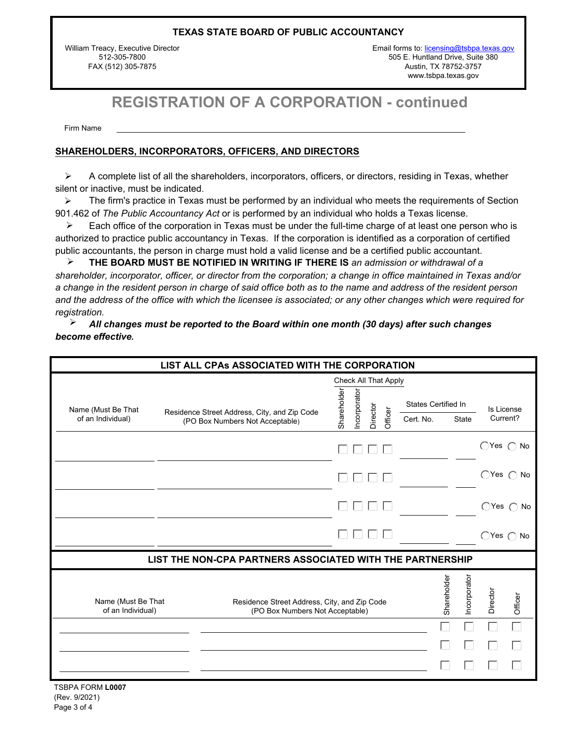**TEXAS STATE BOARD OF PUBLIC ACCOUNTANCY**

William Treacy, Executive Director
512-305-7800
FAX (512) 305-7875

Email forms to: licensing@tsbpa.texas.gov
505 E. Huntland Drive, Suite 380
Austin, TX 78752-3757
www.tsbpa.texas.gov

# REGISTRATION OF A CORPORATION - continued

Firm Name \_\_\_\_\_\_\_\_\_\_\_\_\_\_\_\_\_\_\_\_\_\_\_\_\_\_\_\_\_\_\_\_\_\_\_\_\_\_\_\_

## SHAREHOLDERS, INCORPORATORS, OFFICERS, AND DIRECTORS

- A complete list of all the shareholders, incorporators, officers, or directors, residing in Texas, whether silent or inactive, must be indicated.
- The firm's practice in Texas must be performed by an individual who meets the requirements of Section 901.462 of *The Public Accountancy Act* or is performed by an individual who holds a Texas license.
- Each office of the corporation in Texas must be under the full-time charge of at least one person who is authorized to practice public accountancy in Texas. If the corporation is identified as a corporation of certified public accountants, the person in charge must hold a valid license and be a certified public accountant.
- **THE BOARD MUST BE NOTIFIED IN WRITING IF THERE IS** *an admission or withdrawal of a shareholder, incorporator, officer, or director from the corporation; a change in office maintained in Texas and/or a change in the resident person in charge of said office both as to the name and address of the resident person and the address of the office with which the licensee is associated; or any other changes which were required for registration.*
- ***All changes must be reported to the Board within one month (30 days) after such changes become effective.***

**LIST ALL CPAs ASSOCIATED WITH THE CORPORATION**

| Name (Must Be That of an Individual) | Residence Street Address, City, and Zip Code (PO Box Numbers Not Acceptable) | Shareholder | Incorporator | Director | Officer | States Certified In: Cert. No. | States Certified In: State | Is License Current? |
|---|---|---|---|---|---|---|---|---|
| | | ☐ | ☐ | ☐ | ☐ | | | ◯ Yes ◯ No |
| | | ☐ | ☐ | ☐ | ☐ | | | ◯ Yes ◯ No |
| | | ☐ | ☐ | ☐ | ☐ | | | ◯ Yes ◯ No |
| | | ☐ | ☐ | ☐ | ☐ | | | ◯ Yes ◯ No |

(Check All That Apply: Shareholder, Incorporator, Director, Officer)

**LIST THE NON-CPA PARTNERS ASSOCIATED WITH THE PARTNERSHIP**

| Name (Must Be That of an Individual) | Residence Street Address, City, and Zip Code (PO Box Numbers Not Acceptable) | Shareholder | Incorporator | Director | Officer |
|---|---|---|---|---|---|
| | | ☐ | ☐ | ☐ | ☐ |
| | | ☐ | ☐ | ☐ | ☐ |
| | | ☐ | ☐ | ☐ | ☐ |

TSBPA FORM **L0007**
(Rev. 9/2021)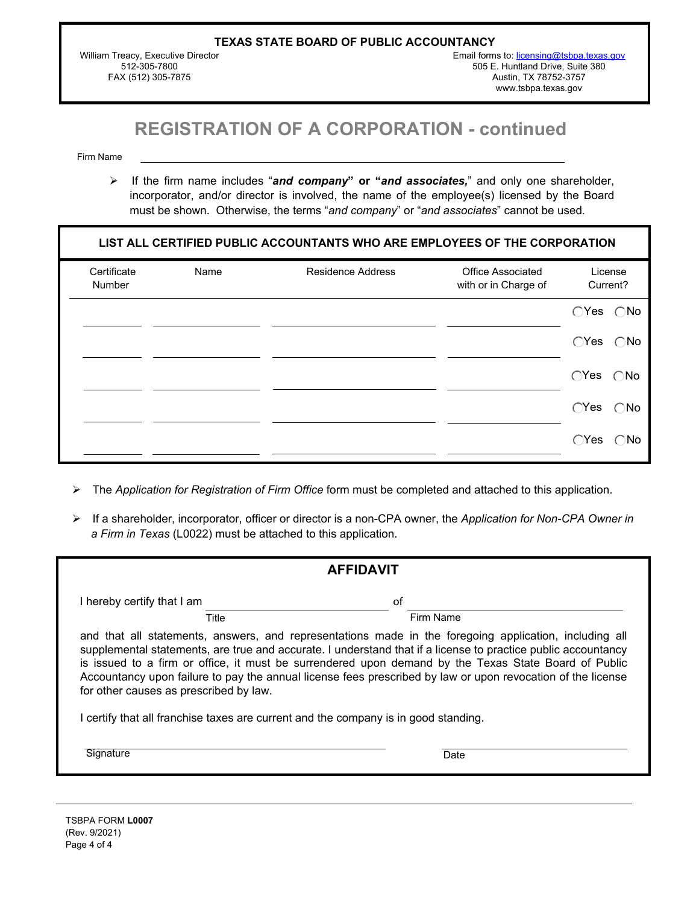**TEXAS STATE BOARD OF PUBLIC ACCOUNTANCY**

William Treacy, Executive Director
512-305-7800
FAX (512) 305-7875

Email forms to: licensing@tsbpa.texas.gov
505 E. Huntland Drive, Suite 380
Austin, TX 78752-3757
www.tsbpa.texas.gov

# REGISTRATION OF A CORPORATION - continued

Firm Name \_\_\_\_\_\_\_\_\_\_\_\_\_\_\_\_\_\_\_\_\_\_\_\_\_\_\_\_\_\_\_\_\_\_\_\_\_\_\_\_

- If the firm name includes "***and company***" **or "*and associates,***" and only one shareholder, incorporator, and/or director is involved, the name of the employee(s) licensed by the Board must be shown. Otherwise, the terms "*and company*" or "*and associates*" cannot be used.

**LIST ALL CERTIFIED PUBLIC ACCOUNTANTS WHO ARE EMPLOYEES OF THE CORPORATION**

| Certificate Number | Name | Residence Address | Office Associated with or in Charge of | License Current? |
|---|---|---|---|---|
| | | | | ◯Yes ◯No |
| | | | | ◯Yes ◯No |
| | | | | ◯Yes ◯No |
| | | | | ◯Yes ◯No |
| | | | | ◯Yes ◯No |

- The *Application for Registration of Firm Office* form must be completed and attached to this application.
- If a shareholder, incorporator, officer or director is a non-CPA owner, the *Application for Non-CPA Owner in a Firm in Texas* (L0022) must be attached to this application.

## AFFIDAVIT

I hereby certify that I am \_\_\_\_\_\_\_\_\_\_\_\_\_\_\_\_\_\_\_\_ of \_\_\_\_\_\_\_\_\_\_\_\_\_\_\_\_\_\_\_\_
Title / Firm Name

and that all statements, answers, and representations made in the foregoing application, including all supplemental statements, are true and accurate. I understand that if a license to practice public accountancy is issued to a firm or office, it must be surrendered upon demand by the Texas State Board of Public Accountancy upon failure to pay the annual license fees prescribed by law or upon revocation of the license for other causes as prescribed by law.

I certify that all franchise taxes are current and the company is in good standing.

Signature \_\_\_\_\_\_\_\_\_\_\_\_\_\_\_\_\_\_\_\_ Date \_\_\_\_\_\_\_\_\_\_\_\_\_\_\_\_\_\_\_\_

TSBPA FORM **L0007**
(Rev. 9/2021)